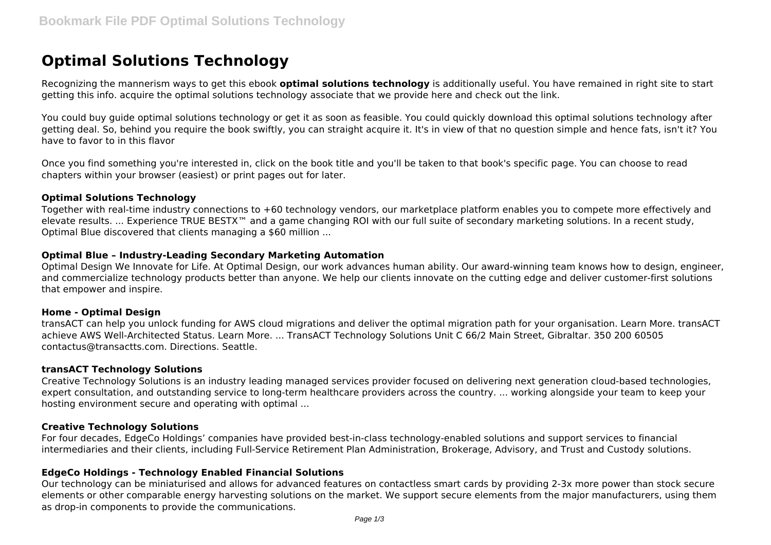# Optimal Solutions Technology

Recognizing the mannerism ways to get this ebook **optimal solutions technology** is additionally useful. You have remained in right site to start getting this info. acquire the optimal solutions technology associate that we provide here and check out the link.

You could buy guide optimal solutions technology or get it as soon as feasible. You could quickly download this optimal solutions technology after getting deal. So, behind you require the book swiftly, you can straight acquire it. It's in view of that no question simple and hence fats, isn't it? You have to favor to in this flavor

Once you find something you're interested in, click on the book title and you'll be taken to that book's specific page. You can choose to read chapters within your browser (easiest) or print pages out for later.

### Optimal Solutions Technology

Together with real-time industry connections to +60 technology vendors, our marketplace platform enables you to compete more effectively and elevate results. ... Experience TRUE BESTX™ and a game changing ROI with our full suite of secondary marketing solutions. In a recent study, Optimal Blue discovered that clients managing a $60 million ...

### Optimal Blue – Industry-Leading Secondary Marketing Automation

Optimal Design We Innovate for Life. At Optimal Design, our work advances human ability. Our award-winning team knows how to design, engineer, and commercialize technology products better than anyone. We help our clients innovate on the cutting edge and deliver customer-first solutions that empower and inspire.

### Home - Optimal Design

transACT can help you unlock funding for AWS cloud migrations and deliver the optimal migration path for your organisation. Learn More. transACT achieve AWS Well-Architected Status. Learn More. ... TransACT Technology Solutions Unit C 66/2 Main Street, Gibraltar. 350 200 60505 contactus@transactts.com. Directions. Seattle.

### transACT Technology Solutions

Creative Technology Solutions is an industry leading managed services provider focused on delivering next generation cloud-based technologies, expert consultation, and outstanding service to long-term healthcare providers across the country. ... working alongside your team to keep your hosting environment secure and operating with optimal ...

### Creative Technology Solutions

For four decades, EdgeCo Holdings' companies have provided best-in-class technology-enabled solutions and support services to financial intermediaries and their clients, including Full-Service Retirement Plan Administration, Brokerage, Advisory, and Trust and Custody solutions.

### EdgeCo Holdings - Technology Enabled Financial Solutions

Our technology can be miniaturised and allows for advanced features on contactless smart cards by providing 2-3x more power than stock secure elements or other comparable energy harvesting solutions on the market. We support secure elements from the major manufacturers, using them as drop-in components to provide the communications.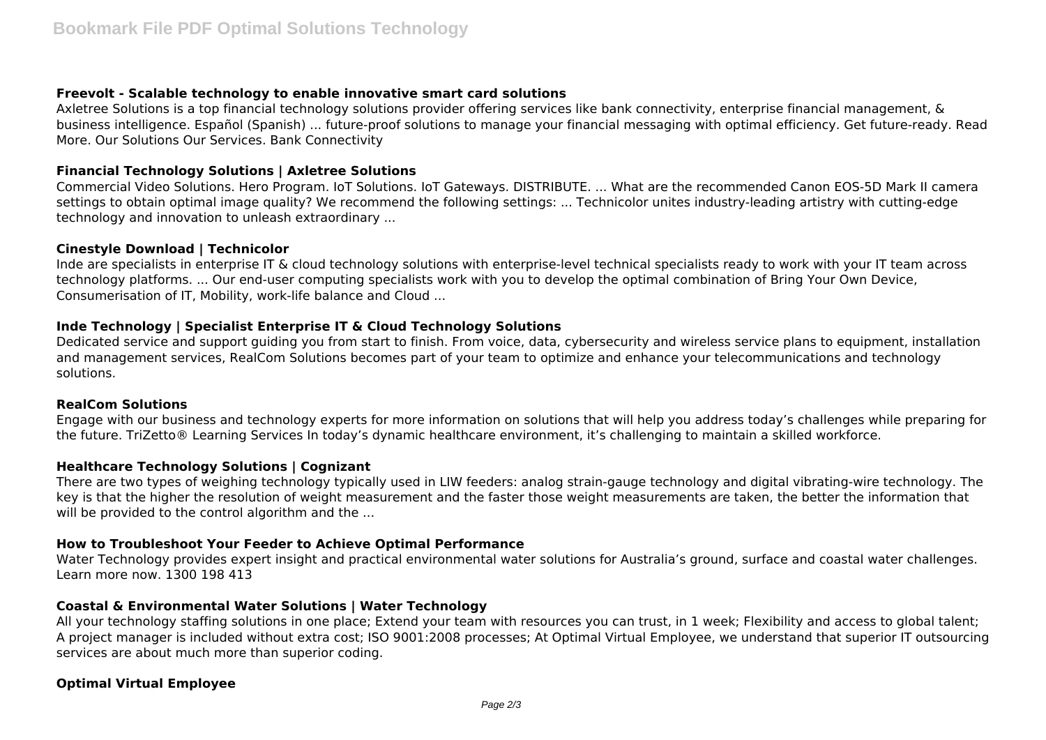### Freevolt - Scalable technology to enable innovative smart card solutions

Axletree Solutions is a top financial technology solutions provider offering services like bank connectivity, enterprise financial management, & business intelligence. Español (Spanish) ... future-proof solutions to manage your financial messaging with optimal efficiency. Get future-ready. Read More. Our Solutions Our Services. Bank Connectivity

### Financial Technology Solutions | Axletree Solutions

Commercial Video Solutions. Hero Program. IoT Solutions. IoT Gateways. DISTRIBUTE. ... What are the recommended Canon EOS-5D Mark II camera settings to obtain optimal image quality? We recommend the following settings: ... Technicolor unites industry-leading artistry with cutting-edge technology and innovation to unleash extraordinary ...

### Cinestyle Download | Technicolor

Inde are specialists in enterprise IT & cloud technology solutions with enterprise-level technical specialists ready to work with your IT team across technology platforms. ... Our end-user computing specialists work with you to develop the optimal combination of Bring Your Own Device, Consumerisation of IT, Mobility, work-life balance and Cloud ...

### Inde Technology | Specialist Enterprise IT & Cloud Technology Solutions

Dedicated service and support guiding you from start to finish. From voice, data, cybersecurity and wireless service plans to equipment, installation and management services, RealCom Solutions becomes part of your team to optimize and enhance your telecommunications and technology solutions.

### RealCom Solutions

Engage with our business and technology experts for more information on solutions that will help you address today's challenges while preparing for the future. TriZetto® Learning Services In today's dynamic healthcare environment, it's challenging to maintain a skilled workforce.

### Healthcare Technology Solutions | Cognizant

There are two types of weighing technology typically used in LIW feeders: analog strain-gauge technology and digital vibrating-wire technology. The key is that the higher the resolution of weight measurement and the faster those weight measurements are taken, the better the information that will be provided to the control algorithm and the ...

### How to Troubleshoot Your Feeder to Achieve Optimal Performance

Water Technology provides expert insight and practical environmental water solutions for Australia's ground, surface and coastal water challenges. Learn more now. 1300 198 413

### Coastal & Environmental Water Solutions | Water Technology

All your technology staffing solutions in one place; Extend your team with resources you can trust, in 1 week; Flexibility and access to global talent; A project manager is included without extra cost; ISO 9001:2008 processes; At Optimal Virtual Employee, we understand that superior IT outsourcing services are about much more than superior coding.

### Optimal Virtual Employee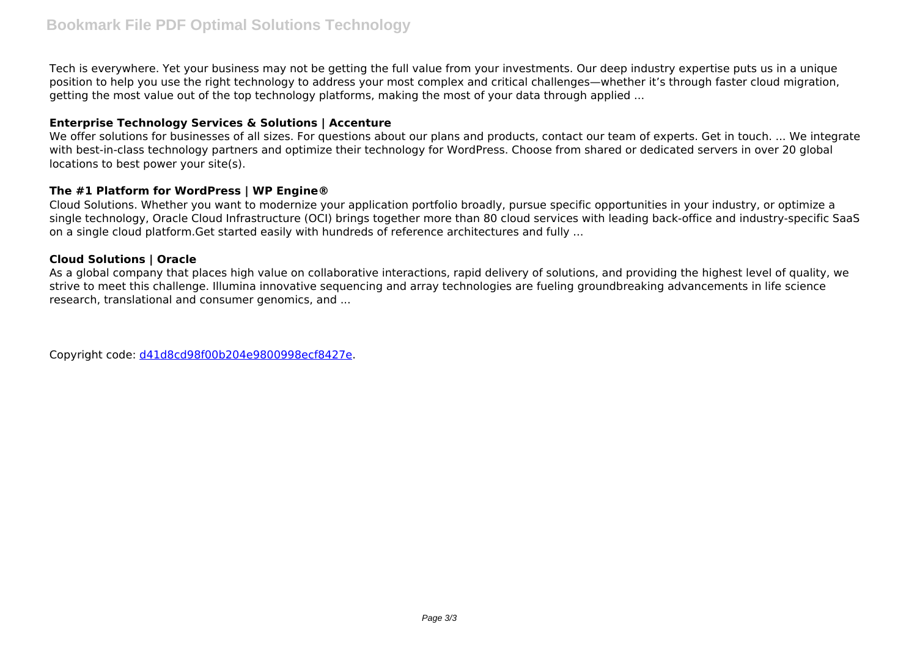Tech is everywhere. Yet your business may not be getting the full value from your investments. Our deep industry expertise puts us in a unique position to help you use the right technology to address your most complex and critical challenges—whether it's through faster cloud migration, getting the most value out of the top technology platforms, making the most of your data through applied ...

**Enterprise Technology Services & Solutions | Accenture**

We offer solutions for businesses of all sizes. For questions about our plans and products, contact our team of experts. Get in touch. ... We integrate with best-in-class technology partners and optimize their technology for WordPress. Choose from shared or dedicated servers in over 20 global locations to best power your site(s).

**The #1 Platform for WordPress | WP Engine®**

Cloud Solutions. Whether you want to modernize your application portfolio broadly, pursue specific opportunities in your industry, or optimize a single technology, Oracle Cloud Infrastructure (OCI) brings together more than 80 cloud services with leading back-office and industry-specific SaaS on a single cloud platform.Get started easily with hundreds of reference architectures and fully ...

**Cloud Solutions | Oracle**

As a global company that places high value on collaborative interactions, rapid delivery of solutions, and providing the highest level of quality, we strive to meet this challenge. Illumina innovative sequencing and array technologies are fueling groundbreaking advancements in life science research, translational and consumer genomics, and ...

Copyright code: d41d8cd98f00b204e9800998ecf8427e.